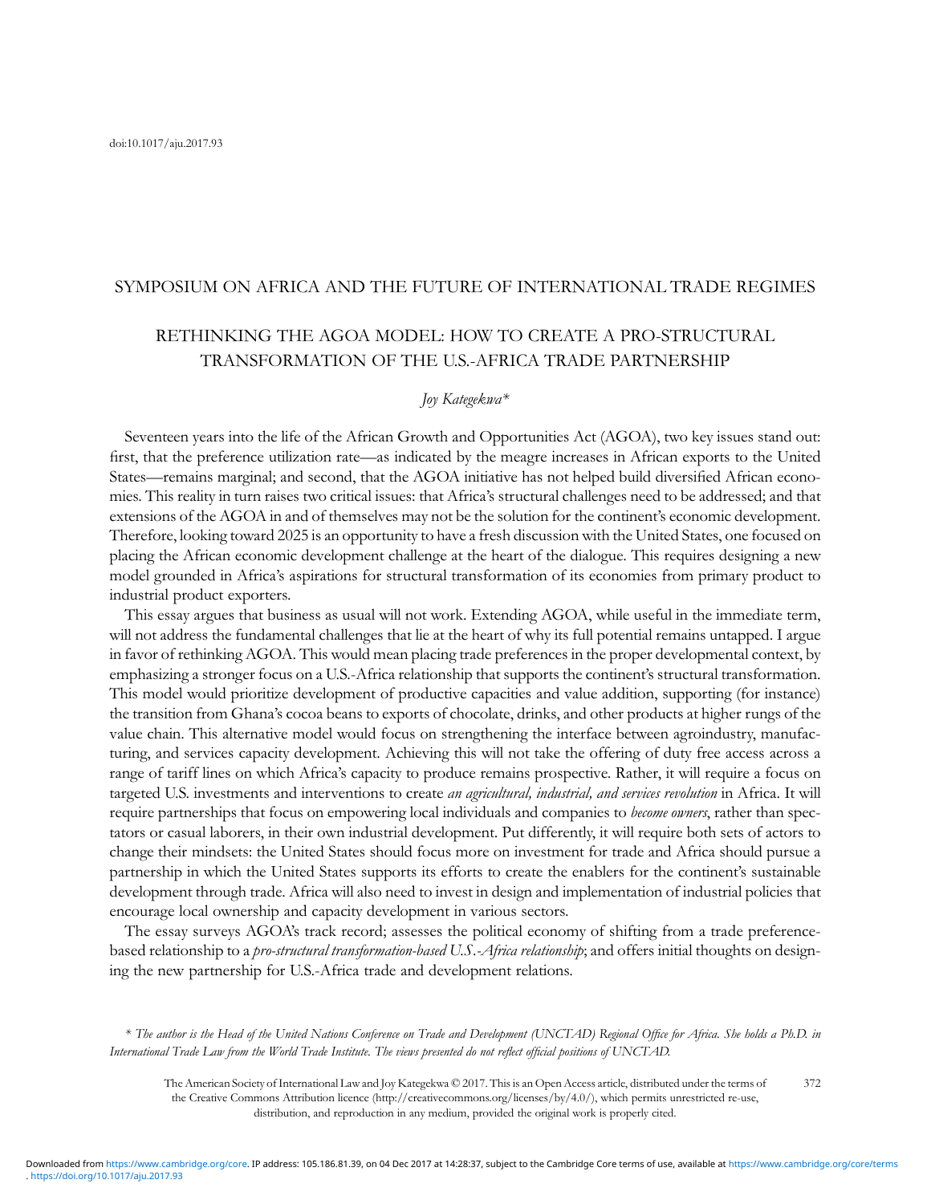doi:10.1017/aju.2017.93

## SYMPOSIUM ON AFRICA AND THE FUTURE OF INTERNATIONAL TRADE REGIMES

# RETHINKING THE AGOA MODEL: HOW TO CREATE A PRO-STRUCTURAL TRANSFORMATION OF THE U.S.-AFRICA TRADE PARTNERSHIP

*Joy Kategekwa\**

Seventeen years into the life of the African Growth and Opportunities Act (AGOA), two key issues stand out: first, that the preference utilization rate—as indicated by the meagre increases in African exports to the United States—remains marginal; and second, that the AGOA initiative has not helped build diversified African economies. This reality in turn raises two critical issues: that Africa's structural challenges need to be addressed; and that extensions of the AGOA in and of themselves may not be the solution for the continent's economic development. Therefore, looking toward 2025 is an opportunity to have a fresh discussion with the United States, one focused on placing the African economic development challenge at the heart of the dialogue. This requires designing a new model grounded in Africa's aspirations for structural transformation of its economies from primary product to industrial product exporters.

This essay argues that business as usual will not work. Extending AGOA, while useful in the immediate term, will not address the fundamental challenges that lie at the heart of why its full potential remains untapped. I argue in favor of rethinking AGOA. This would mean placing trade preferences in the proper developmental context, by emphasizing a stronger focus on a U.S.-Africa relationship that supports the continent's structural transformation. This model would prioritize development of productive capacities and value addition, supporting (for instance) the transition from Ghana's cocoa beans to exports of chocolate, drinks, and other products at higher rungs of the value chain. This alternative model would focus on strengthening the interface between agroindustry, manufacturing, and services capacity development. Achieving this will not take the offering of duty free access across a range of tariff lines on which Africa's capacity to produce remains prospective. Rather, it will require a focus on targeted U.S. investments and interventions to create *an agricultural, industrial, and services revolution* in Africa. It will require partnerships that focus on empowering local individuals and companies to *become owners*, rather than spectators or casual laborers, in their own industrial development. Put differently, it will require both sets of actors to change their mindsets: the United States should focus more on investment for trade and Africa should pursue a partnership in which the United States supports its efforts to create the enablers for the continent's sustainable development through trade. Africa will also need to invest in design and implementation of industrial policies that encourage local ownership and capacity development in various sectors.

The essay surveys AGOA's track record; assesses the political economy of shifting from a trade preference-based relationship to a *pro-structural transformation-based U.S.-Africa relationship*; and offers initial thoughts on designing the new partnership for U.S.-Africa trade and development relations.

*\* The author is the Head of the United Nations Conference on Trade and Development (UNCTAD) Regional Office for Africa. She holds a Ph.D. in International Trade Law from the World Trade Institute. The views presented do not reflect official positions of UNCTAD.*

The American Society of International Law and Joy Kategekwa © 2017. This is an Open Access article, distributed under the terms of the Creative Commons Attribution licence (http://creativecommons.org/licenses/by/4.0/), which permits unrestricted re-use, distribution, and reproduction in any medium, provided the original work is properly cited.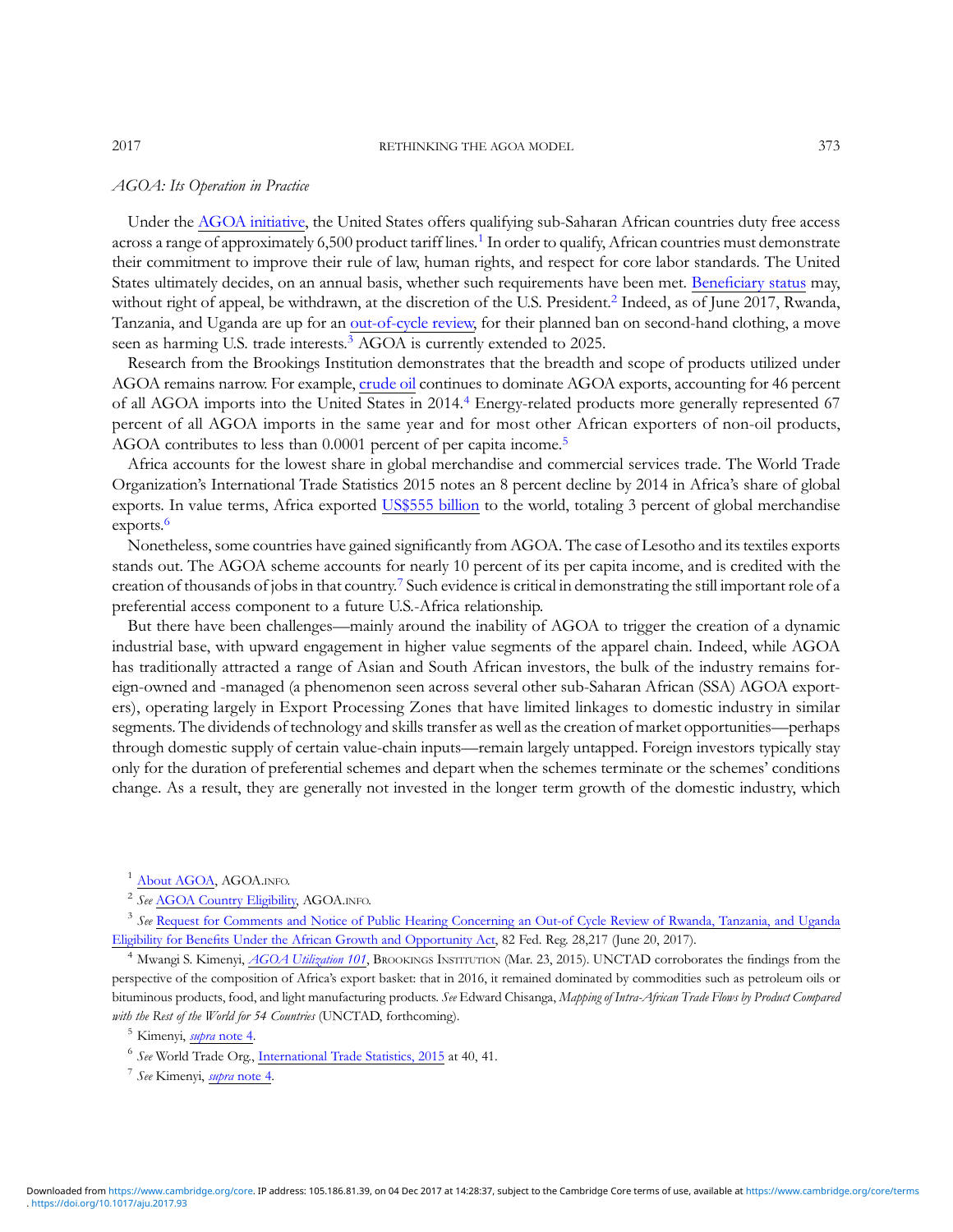*AGOA: Its Operation in Practice*

Under the AGOA initiative, the United States offers qualifying sub-Saharan African countries duty free access across a range of approximately 6,500 product tariff lines.[1] In order to qualify, African countries must demonstrate their commitment to improve their rule of law, human rights, and respect for core labor standards. The United States ultimately decides, on an annual basis, whether such requirements have been met. Beneficiary status may, without right of appeal, be withdrawn, at the discretion of the U.S. President.[2] Indeed, as of June 2017, Rwanda, Tanzania, and Uganda are up for an out-of-cycle review, for their planned ban on second-hand clothing, a move seen as harming U.S. trade interests.[3] AGOA is currently extended to 2025.

Research from the Brookings Institution demonstrates that the breadth and scope of products utilized under AGOA remains narrow. For example, crude oil continues to dominate AGOA exports, accounting for 46 percent of all AGOA imports into the United States in 2014.[4] Energy-related products more generally represented 67 percent of all AGOA imports in the same year and for most other African exporters of non-oil products, AGOA contributes to less than 0.0001 percent of per capita income.[5]

Africa accounts for the lowest share in global merchandise and commercial services trade. The World Trade Organization's International Trade Statistics 2015 notes an 8 percent decline by 2014 in Africa's share of global exports. In value terms, Africa exported US$555 billion to the world, totaling 3 percent of global merchandise exports.[6]

Nonetheless, some countries have gained significantly from AGOA. The case of Lesotho and its textiles exports stands out. The AGOA scheme accounts for nearly 10 percent of its per capita income, and is credited with the creation of thousands of jobs in that country.[7] Such evidence is critical in demonstrating the still important role of a preferential access component to a future U.S.-Africa relationship.

But there have been challenges—mainly around the inability of AGOA to trigger the creation of a dynamic industrial base, with upward engagement in higher value segments of the apparel chain. Indeed, while AGOA has traditionally attracted a range of Asian and South African investors, the bulk of the industry remains foreign-owned and -managed (a phenomenon seen across several other sub-Saharan African (SSA) AGOA exporters), operating largely in Export Processing Zones that have limited linkages to domestic industry in similar segments. The dividends of technology and skills transfer as well as the creation of market opportunities—perhaps through domestic supply of certain value-chain inputs—remain largely untapped. Foreign investors typically stay only for the duration of preferential schemes and depart when the schemes terminate or the schemes' conditions change. As a result, they are generally not invested in the longer term growth of the domestic industry, which

---

[1] About AGOA, AGOA.INFO.

[2] *See* AGOA Country Eligibility, AGOA.INFO.

[3] *See* Request for Comments and Notice of Public Hearing Concerning an Out-of Cycle Review of Rwanda, Tanzania, and Uganda Eligibility for Benefits Under the African Growth and Opportunity Act, 82 Fed. Reg. 28,217 (June 20, 2017).

[4] Mwangi S. Kimenyi, *AGOA Utilization 101*, BROOKINGS INSTITUTION (Mar. 23, 2015). UNCTAD corroborates the findings from the perspective of the composition of Africa's export basket: that in 2016, it remained dominated by commodities such as petroleum oils or bituminous products, food, and light manufacturing products. *See* Edward Chisanga, *Mapping of Intra-African Trade Flows by Product Compared with the Rest of the World for 54 Countries* (UNCTAD, forthcoming).

[5] Kimenyi, *supra* note 4.

[6] *See* World Trade Org., International Trade Statistics, 2015 at 40, 41.

[7] *See* Kimenyi, *supra* note 4.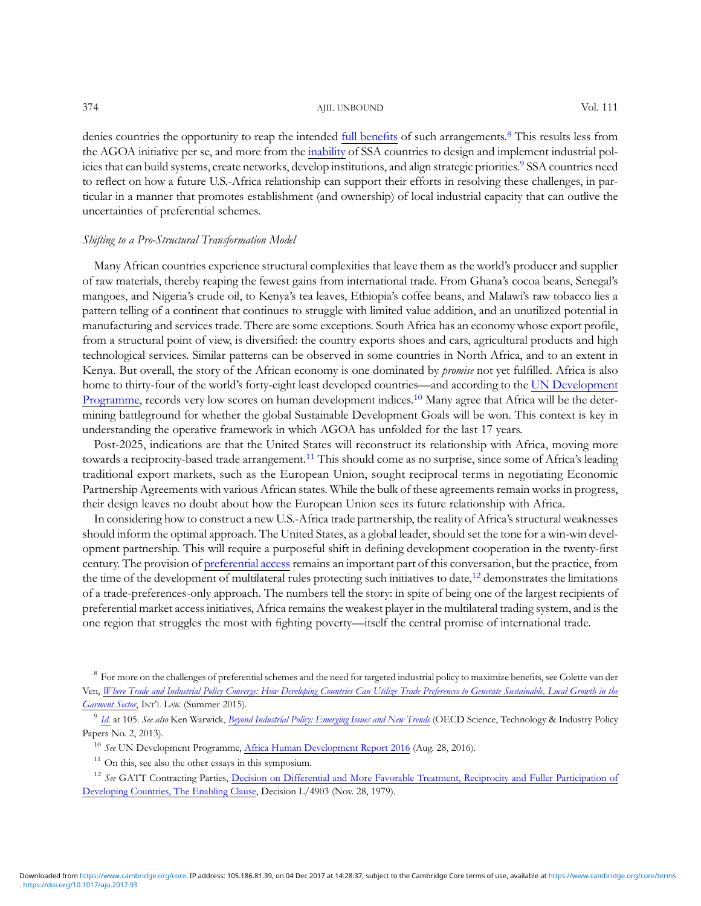denies countries the opportunity to reap the intended full benefits of such arrangements.[8] This results less from the AGOA initiative per se, and more from the inability of SSA countries to design and implement industrial policies that can build systems, create networks, develop institutions, and align strategic priorities.[9] SSA countries need to reflect on how a future U.S.-Africa relationship can support their efforts in resolving these challenges, in particular in a manner that promotes establishment (and ownership) of local industrial capacity that can outlive the uncertainties of preferential schemes.

*Shifting to a Pro-Structural Transformation Model*

Many African countries experience structural complexities that leave them as the world's producer and supplier of raw materials, thereby reaping the fewest gains from international trade. From Ghana's cocoa beans, Senegal's mangoes, and Nigeria's crude oil, to Kenya's tea leaves, Ethiopia's coffee beans, and Malawi's raw tobacco lies a pattern telling of a continent that continues to struggle with limited value addition, and an unutilized potential in manufacturing and services trade. There are some exceptions. South Africa has an economy whose export profile, from a structural point of view, is diversified: the country exports shoes and cars, agricultural products and high technological services. Similar patterns can be observed in some countries in North Africa, and to an extent in Kenya. But overall, the story of the African economy is one dominated by *promise* not yet fulfilled. Africa is also home to thirty-four of the world's forty-eight least developed countries—and according to the UN Development Programme, records very low scores on human development indices.[10] Many agree that Africa will be the determining battleground for whether the global Sustainable Development Goals will be won. This context is key in understanding the operative framework in which AGOA has unfolded for the last 17 years.

Post-2025, indications are that the United States will reconstruct its relationship with Africa, moving more towards a reciprocity-based trade arrangement.[11] This should come as no surprise, since some of Africa's leading traditional export markets, such as the European Union, sought reciprocal terms in negotiating Economic Partnership Agreements with various African states. While the bulk of these agreements remain works in progress, their design leaves no doubt about how the European Union sees its future relationship with Africa.

In considering how to construct a new U.S.-Africa trade partnership, the reality of Africa's structural weaknesses should inform the optimal approach. The United States, as a global leader, should set the tone for a win-win development partnership. This will require a purposeful shift in defining development cooperation in the twenty-first century. The provision of preferential access remains an important part of this conversation, but the practice, from the time of the development of multilateral rules protecting such initiatives to date,[12] demonstrates the limitations of a trade-preferences-only approach. The numbers tell the story: in spite of being one of the largest recipients of preferential market access initiatives, Africa remains the weakest player in the multilateral trading system, and is the one region that struggles the most with fighting poverty—itself the central promise of international trade.

---

[8] For more on the challenges of preferential schemes and the need for targeted industrial policy to maximize benefits, see Colette van der Ven, *Where Trade and Industrial Policy Converge: How Developing Countries Can Utilize Trade Preferences to Generate Sustainable, Local Growth in the Garment Sector*, INT'L LAW. (Summer 2015).

[9] *Id.* at 105. *See also* Ken Warwick, *Beyond Industrial Policy: Emerging Issues and New Trends* (OECD Science, Technology & Industry Policy Papers No. 2, 2013).

[10] *See* UN Development Programme, Africa Human Development Report 2016 (Aug. 28, 2016).

[11] On this, see also the other essays in this symposium.

[12] *See* GATT Contracting Parties, Decision on Differential and More Favorable Treatment, Reciprocity and Fuller Participation of Developing Countries, The Enabling Clause, Decision L/4903 (Nov. 28, 1979).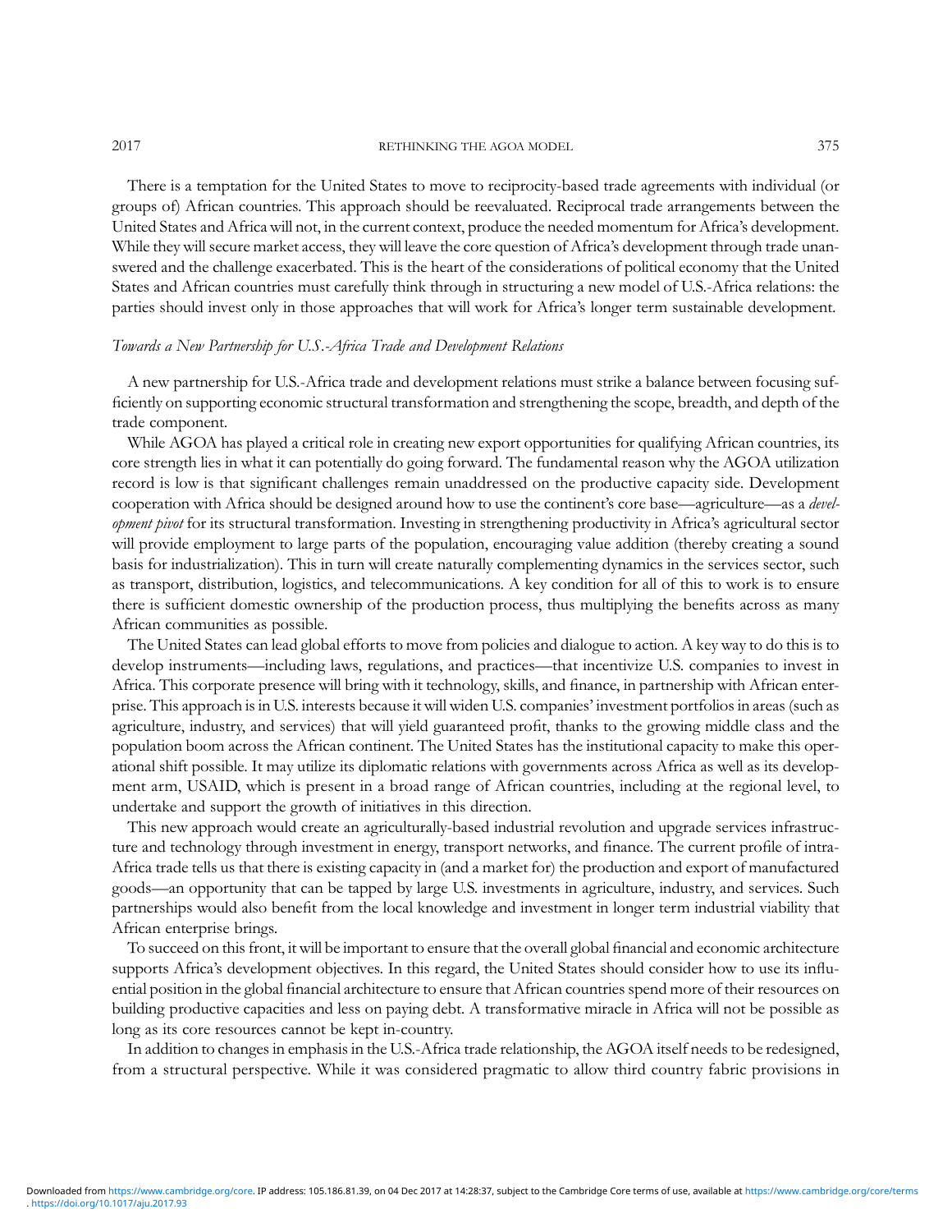There is a temptation for the United States to move to reciprocity-based trade agreements with individual (or groups of) African countries. This approach should be reevaluated. Reciprocal trade arrangements between the United States and Africa will not, in the current context, produce the needed momentum for Africa's development. While they will secure market access, they will leave the core question of Africa's development through trade unanswered and the challenge exacerbated. This is the heart of the considerations of political economy that the United States and African countries must carefully think through in structuring a new model of U.S.-Africa relations: the parties should invest only in those approaches that will work for Africa's longer term sustainable development.

### *Towards a New Partnership for U.S.-Africa Trade and Development Relations*

A new partnership for U.S.-Africa trade and development relations must strike a balance between focusing sufficiently on supporting economic structural transformation and strengthening the scope, breadth, and depth of the trade component.

While AGOA has played a critical role in creating new export opportunities for qualifying African countries, its core strength lies in what it can potentially do going forward. The fundamental reason why the AGOA utilization record is low is that significant challenges remain unaddressed on the productive capacity side. Development cooperation with Africa should be designed around how to use the continent's core base—agriculture—as a *development pivot* for its structural transformation. Investing in strengthening productivity in Africa's agricultural sector will provide employment to large parts of the population, encouraging value addition (thereby creating a sound basis for industrialization). This in turn will create naturally complementing dynamics in the services sector, such as transport, distribution, logistics, and telecommunications. A key condition for all of this to work is to ensure there is sufficient domestic ownership of the production process, thus multiplying the benefits across as many African communities as possible.

The United States can lead global efforts to move from policies and dialogue to action. A key way to do this is to develop instruments—including laws, regulations, and practices—that incentivize U.S. companies to invest in Africa. This corporate presence will bring with it technology, skills, and finance, in partnership with African enterprise. This approach is in U.S. interests because it will widen U.S. companies' investment portfolios in areas (such as agriculture, industry, and services) that will yield guaranteed profit, thanks to the growing middle class and the population boom across the African continent. The United States has the institutional capacity to make this operational shift possible. It may utilize its diplomatic relations with governments across Africa as well as its development arm, USAID, which is present in a broad range of African countries, including at the regional level, to undertake and support the growth of initiatives in this direction.

This new approach would create an agriculturally-based industrial revolution and upgrade services infrastructure and technology through investment in energy, transport networks, and finance. The current profile of intra-Africa trade tells us that there is existing capacity in (and a market for) the production and export of manufactured goods—an opportunity that can be tapped by large U.S. investments in agriculture, industry, and services. Such partnerships would also benefit from the local knowledge and investment in longer term industrial viability that African enterprise brings.

To succeed on this front, it will be important to ensure that the overall global financial and economic architecture supports Africa's development objectives. In this regard, the United States should consider how to use its influential position in the global financial architecture to ensure that African countries spend more of their resources on building productive capacities and less on paying debt. A transformative miracle in Africa will not be possible as long as its core resources cannot be kept in-country.

In addition to changes in emphasis in the U.S.-Africa trade relationship, the AGOA itself needs to be redesigned, from a structural perspective. While it was considered pragmatic to allow third country fabric provisions in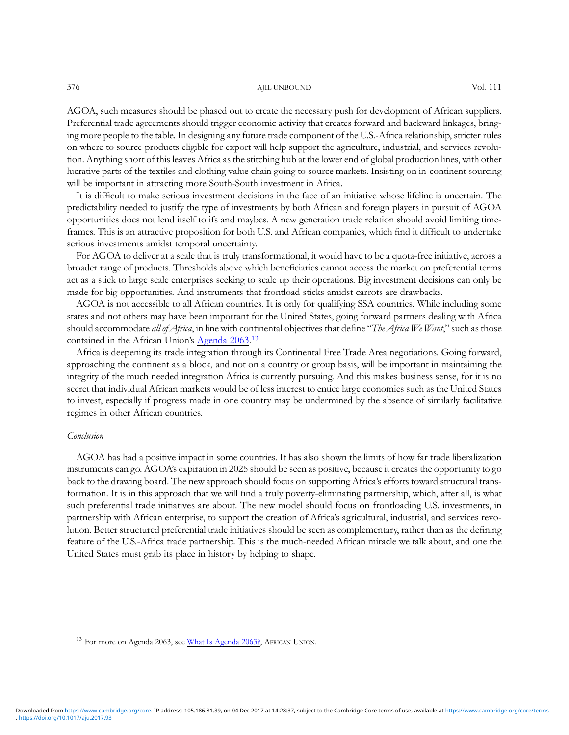AGOA, such measures should be phased out to create the necessary push for development of African suppliers. Preferential trade agreements should trigger economic activity that creates forward and backward linkages, bringing more people to the table. In designing any future trade component of the U.S.-Africa relationship, stricter rules on where to source products eligible for export will help support the agriculture, industrial, and services revolution. Anything short of this leaves Africa as the stitching hub at the lower end of global production lines, with other lucrative parts of the textiles and clothing value chain going to source markets. Insisting on in-continent sourcing will be important in attracting more South-South investment in Africa.

It is difficult to make serious investment decisions in the face of an initiative whose lifeline is uncertain. The predictability needed to justify the type of investments by both African and foreign players in pursuit of AGOA opportunities does not lend itself to ifs and maybes. A new generation trade relation should avoid limiting timeframes. This is an attractive proposition for both U.S. and African companies, which find it difficult to undertake serious investments amidst temporal uncertainty.

For AGOA to deliver at a scale that is truly transformational, it would have to be a quota-free initiative, across a broader range of products. Thresholds above which beneficiaries cannot access the market on preferential terms act as a stick to large scale enterprises seeking to scale up their operations. Big investment decisions can only be made for big opportunities. And instruments that frontload sticks amidst carrots are drawbacks.

AGOA is not accessible to all African countries. It is only for qualifying SSA countries. While including some states and not others may have been important for the United States, going forward partners dealing with Africa should accommodate *all of Africa*, in line with continental objectives that define "*The Africa We Want*," such as those contained in the African Union's Agenda 2063.[13]

Africa is deepening its trade integration through its Continental Free Trade Area negotiations. Going forward, approaching the continent as a block, and not on a country or group basis, will be important in maintaining the integrity of the much needed integration Africa is currently pursuing. And this makes business sense, for it is no secret that individual African markets would be of less interest to entice large economies such as the United States to invest, especially if progress made in one country may be undermined by the absence of similarly facilitative regimes in other African countries.

*Conclusion*

AGOA has had a positive impact in some countries. It has also shown the limits of how far trade liberalization instruments can go. AGOA's expiration in 2025 should be seen as positive, because it creates the opportunity to go back to the drawing board. The new approach should focus on supporting Africa's efforts toward structural transformation. It is in this approach that we will find a truly poverty-eliminating partnership, which, after all, is what such preferential trade initiatives are about. The new model should focus on frontloading U.S. investments, in partnership with African enterprise, to support the creation of Africa's agricultural, industrial, and services revolution. Better structured preferential trade initiatives should be seen as complementary, rather than as the defining feature of the U.S.-Africa trade partnership. This is the much-needed African miracle we talk about, and one the United States must grab its place in history by helping to shape.

[13] For more on Agenda 2063, see What Is Agenda 2063?, African Union.